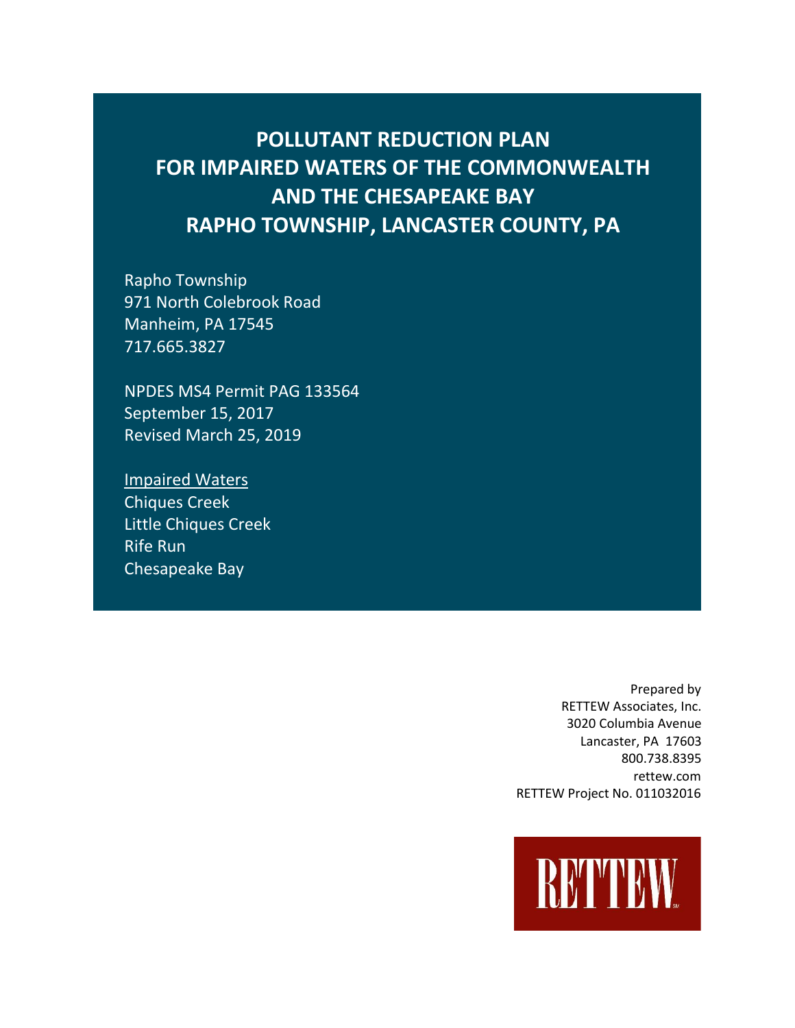# POLLUTANT REDUCTION PLAN FOR IMPAIRED WATERS OF THE COMMONWEALTH AND THE CHESAPEAKE BAY RAPHO TOWNSHIP, LANCASTER COUNTY, PA

Rapho Township
971 North Colebrook Road
Manheim, PA 17545
717.665.3827

NPDES MS4 Permit PAG 133564
September 15, 2017
Revised March 25, 2019

Impaired Waters
Chiques Creek
Little Chiques Creek
Rife Run
Chesapeake Bay

Prepared by
RETTEW Associates, Inc.
3020 Columbia Avenue
Lancaster, PA 17603
800.738.8395
rettew.com
RETTEW Project No. 011032016

RETTEW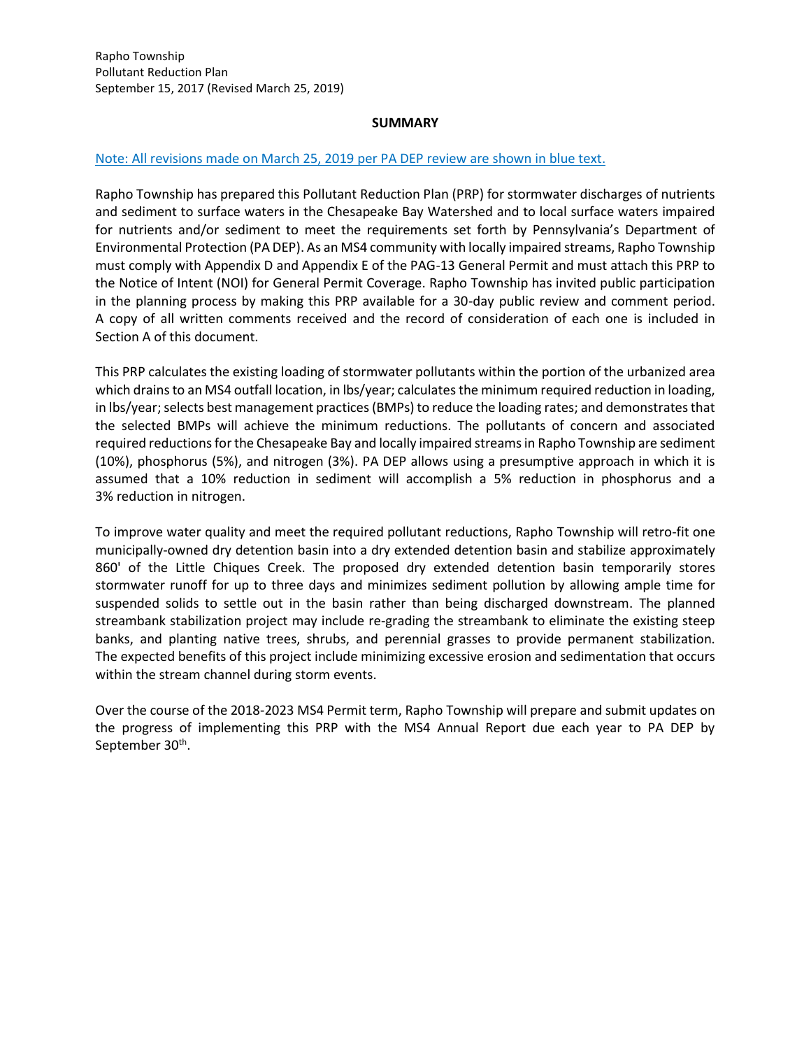Rapho Township
Pollutant Reduction Plan
September 15, 2017 (Revised March 25, 2019)

## SUMMARY

Note: All revisions made on March 25, 2019 per PA DEP review are shown in blue text.

Rapho Township has prepared this Pollutant Reduction Plan (PRP) for stormwater discharges of nutrients and sediment to surface waters in the Chesapeake Bay Watershed and to local surface waters impaired for nutrients and/or sediment to meet the requirements set forth by Pennsylvania's Department of Environmental Protection (PA DEP). As an MS4 community with locally impaired streams, Rapho Township must comply with Appendix D and Appendix E of the PAG-13 General Permit and must attach this PRP to the Notice of Intent (NOI) for General Permit Coverage. Rapho Township has invited public participation in the planning process by making this PRP available for a 30-day public review and comment period. A copy of all written comments received and the record of consideration of each one is included in Section A of this document.

This PRP calculates the existing loading of stormwater pollutants within the portion of the urbanized area which drains to an MS4 outfall location, in lbs/year; calculates the minimum required reduction in loading, in lbs/year; selects best management practices (BMPs) to reduce the loading rates; and demonstrates that the selected BMPs will achieve the minimum reductions. The pollutants of concern and associated required reductions for the Chesapeake Bay and locally impaired streams in Rapho Township are sediment (10%), phosphorus (5%), and nitrogen (3%). PA DEP allows using a presumptive approach in which it is assumed that a 10% reduction in sediment will accomplish a 5% reduction in phosphorus and a 3% reduction in nitrogen.

To improve water quality and meet the required pollutant reductions, Rapho Township will retro-fit one municipally-owned dry detention basin into a dry extended detention basin and stabilize approximately 860' of the Little Chiques Creek. The proposed dry extended detention basin temporarily stores stormwater runoff for up to three days and minimizes sediment pollution by allowing ample time for suspended solids to settle out in the basin rather than being discharged downstream. The planned streambank stabilization project may include re-grading the streambank to eliminate the existing steep banks, and planting native trees, shrubs, and perennial grasses to provide permanent stabilization. The expected benefits of this project include minimizing excessive erosion and sedimentation that occurs within the stream channel during storm events.

Over the course of the 2018-2023 MS4 Permit term, Rapho Township will prepare and submit updates on the progress of implementing this PRP with the MS4 Annual Report due each year to PA DEP by September 30th.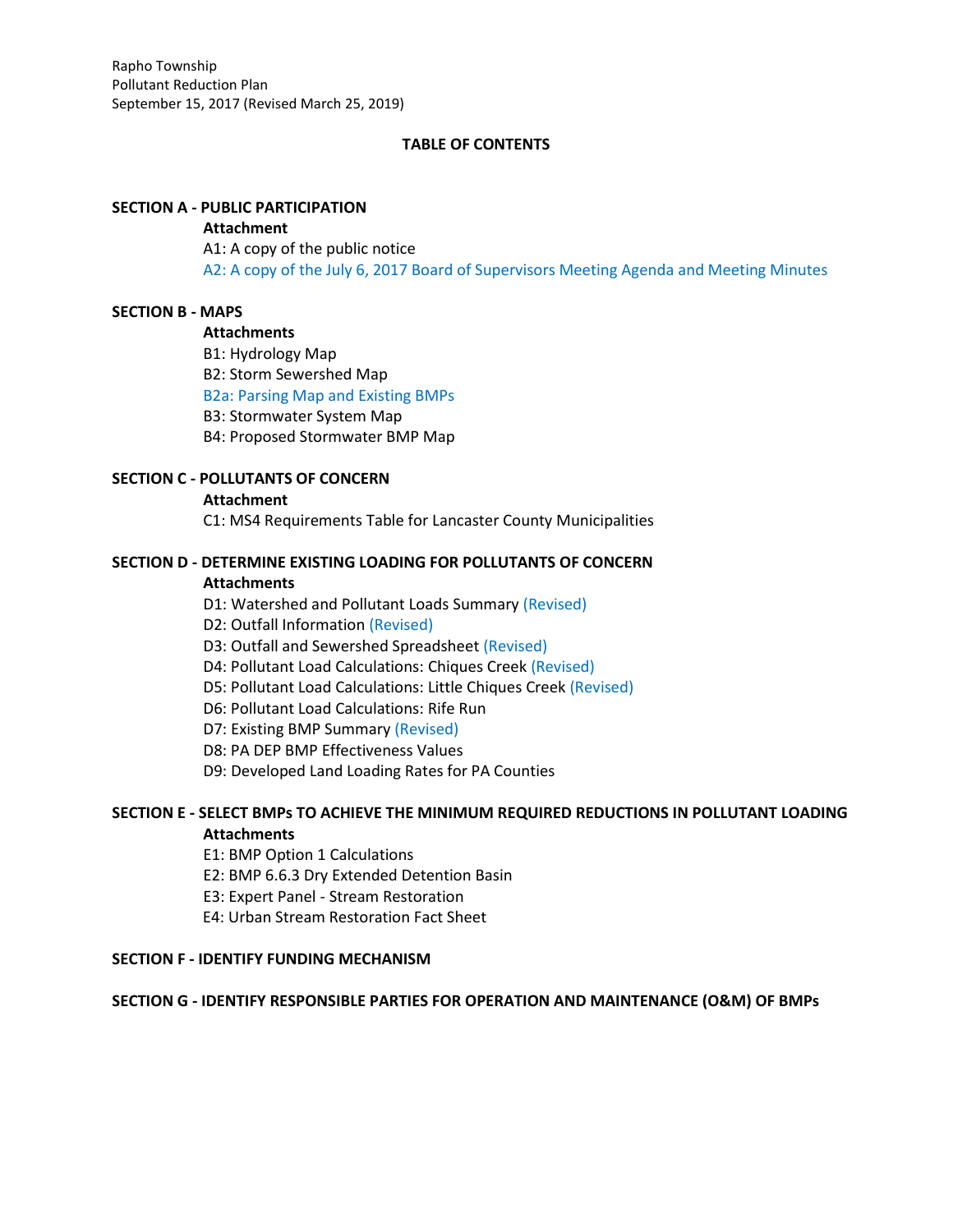Rapho Township
Pollutant Reduction Plan
September 15, 2017 (Revised March 25, 2019)

## TABLE OF CONTENTS

**SECTION A - PUBLIC PARTICIPATION**

**Attachment**

A1: A copy of the public notice

A2: A copy of the July 6, 2017 Board of Supervisors Meeting Agenda and Meeting Minutes

**SECTION B - MAPS**

**Attachments**

B1: Hydrology Map

B2: Storm Sewershed Map

B2a: Parsing Map and Existing BMPs

B3: Stormwater System Map

B4: Proposed Stormwater BMP Map

**SECTION C - POLLUTANTS OF CONCERN**

**Attachment**

C1: MS4 Requirements Table for Lancaster County Municipalities

**SECTION D - DETERMINE EXISTING LOADING FOR POLLUTANTS OF CONCERN**

**Attachments**

D1: Watershed and Pollutant Loads Summary (Revised)

D2: Outfall Information (Revised)

D3: Outfall and Sewershed Spreadsheet (Revised)

D4: Pollutant Load Calculations: Chiques Creek (Revised)

D5: Pollutant Load Calculations: Little Chiques Creek (Revised)

D6: Pollutant Load Calculations: Rife Run

D7: Existing BMP Summary (Revised)

D8: PA DEP BMP Effectiveness Values

D9: Developed Land Loading Rates for PA Counties

**SECTION E - SELECT BMPs TO ACHIEVE THE MINIMUM REQUIRED REDUCTIONS IN POLLUTANT LOADING**

**Attachments**

E1: BMP Option 1 Calculations

E2: BMP 6.6.3 Dry Extended Detention Basin

E3: Expert Panel - Stream Restoration

E4: Urban Stream Restoration Fact Sheet

**SECTION F - IDENTIFY FUNDING MECHANISM**

**SECTION G - IDENTIFY RESPONSIBLE PARTIES FOR OPERATION AND MAINTENANCE (O&M) OF BMPs**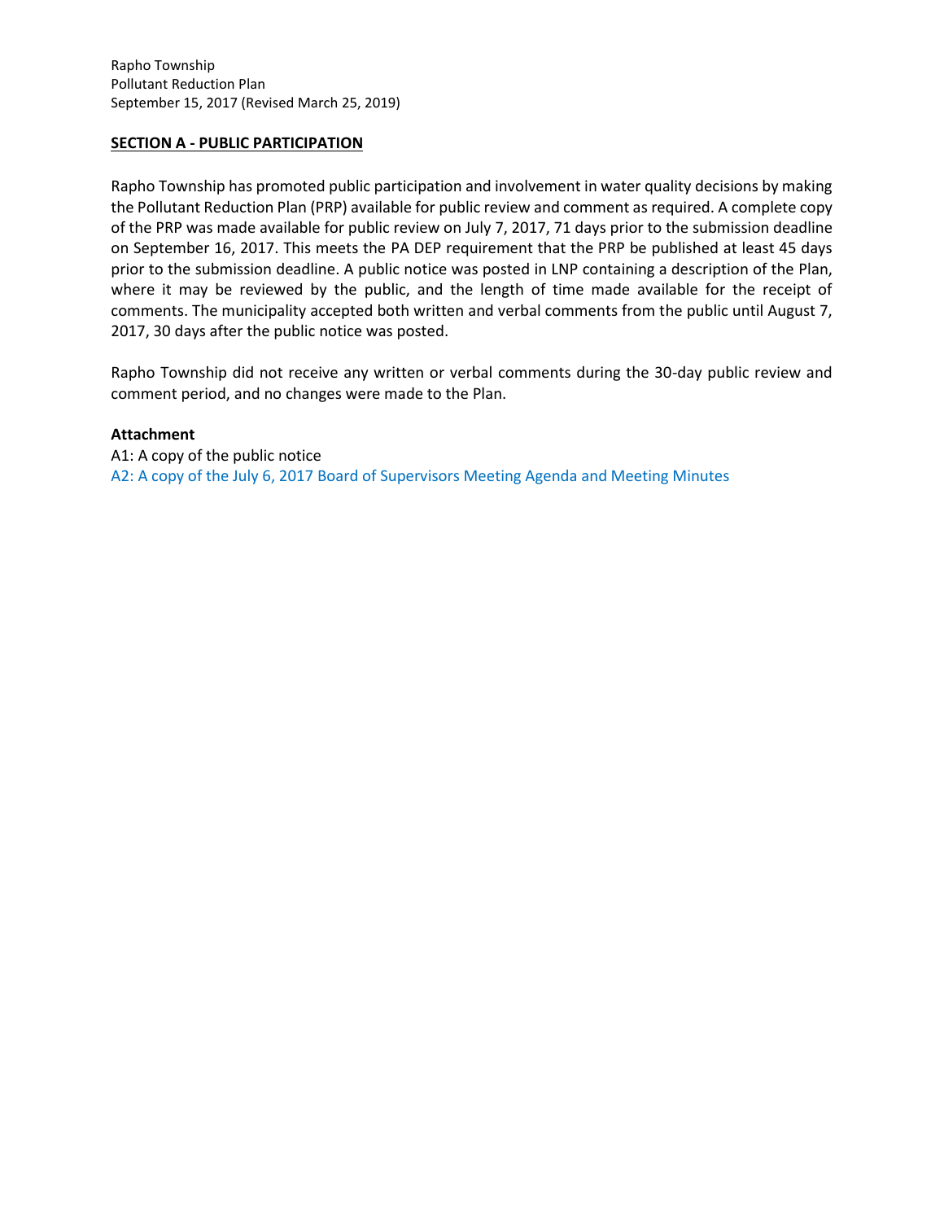## SECTION A - PUBLIC PARTICIPATION

Rapho Township has promoted public participation and involvement in water quality decisions by making the Pollutant Reduction Plan (PRP) available for public review and comment as required. A complete copy of the PRP was made available for public review on July 7, 2017, 71 days prior to the submission deadline on September 16, 2017. This meets the PA DEP requirement that the PRP be published at least 45 days prior to the submission deadline. A public notice was posted in LNP containing a description of the Plan, where it may be reviewed by the public, and the length of time made available for the receipt of comments. The municipality accepted both written and verbal comments from the public until August 7, 2017, 30 days after the public notice was posted.

Rapho Township did not receive any written or verbal comments during the 30-day public review and comment period, and no changes were made to the Plan.

**Attachment**

A1: A copy of the public notice
A2: A copy of the July 6, 2017 Board of Supervisors Meeting Agenda and Meeting Minutes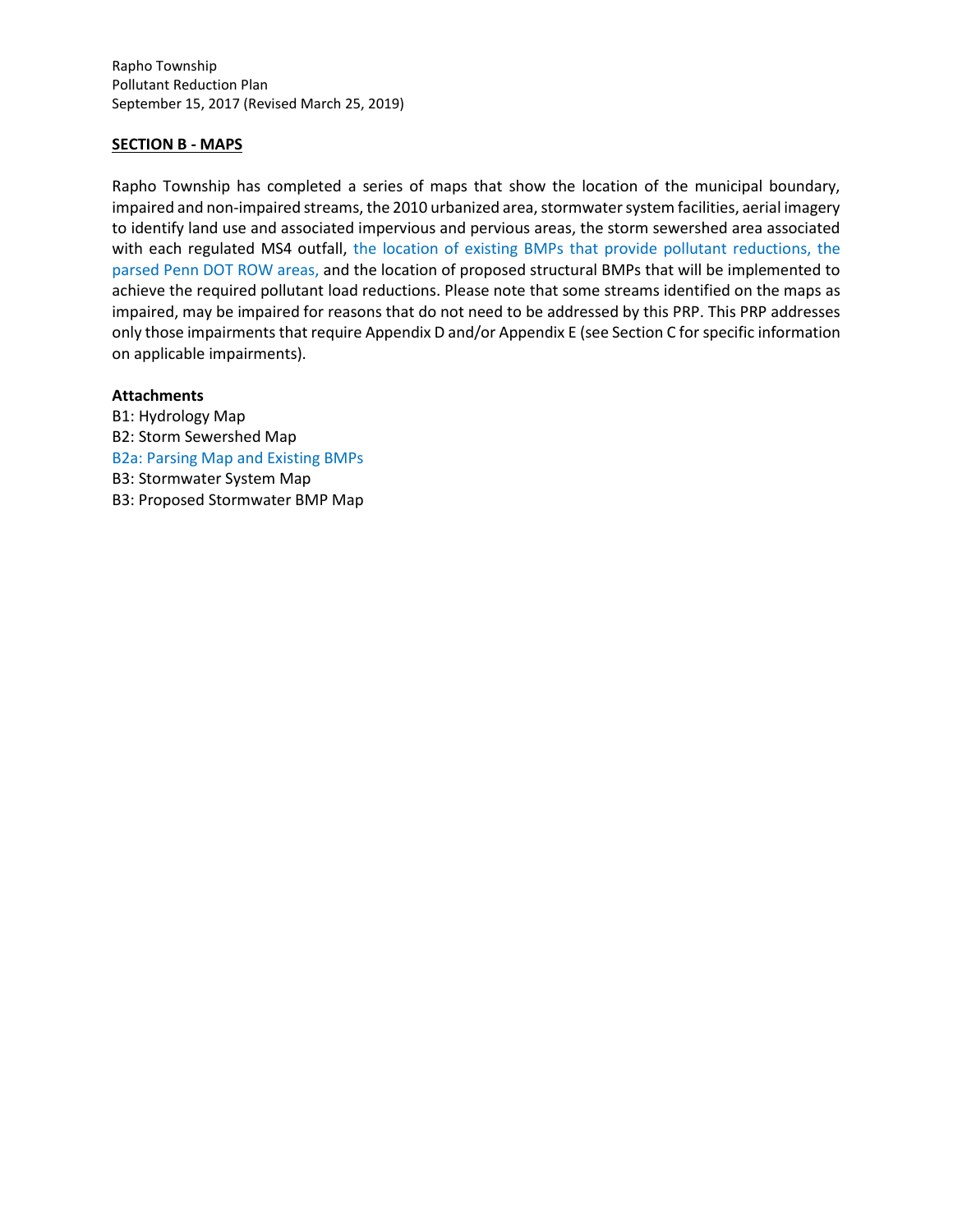## SECTION B - MAPS

Rapho Township has completed a series of maps that show the location of the municipal boundary, impaired and non-impaired streams, the 2010 urbanized area, stormwater system facilities, aerial imagery to identify land use and associated impervious and pervious areas, the storm sewershed area associated with each regulated MS4 outfall, the location of existing BMPs that provide pollutant reductions, the parsed Penn DOT ROW areas, and the location of proposed structural BMPs that will be implemented to achieve the required pollutant load reductions. Please note that some streams identified on the maps as impaired, may be impaired for reasons that do not need to be addressed by this PRP. This PRP addresses only those impairments that require Appendix D and/or Appendix E (see Section C for specific information on applicable impairments).

**Attachments**

B1: Hydrology Map
B2: Storm Sewershed Map
B2a: Parsing Map and Existing BMPs
B3: Stormwater System Map
B3: Proposed Stormwater BMP Map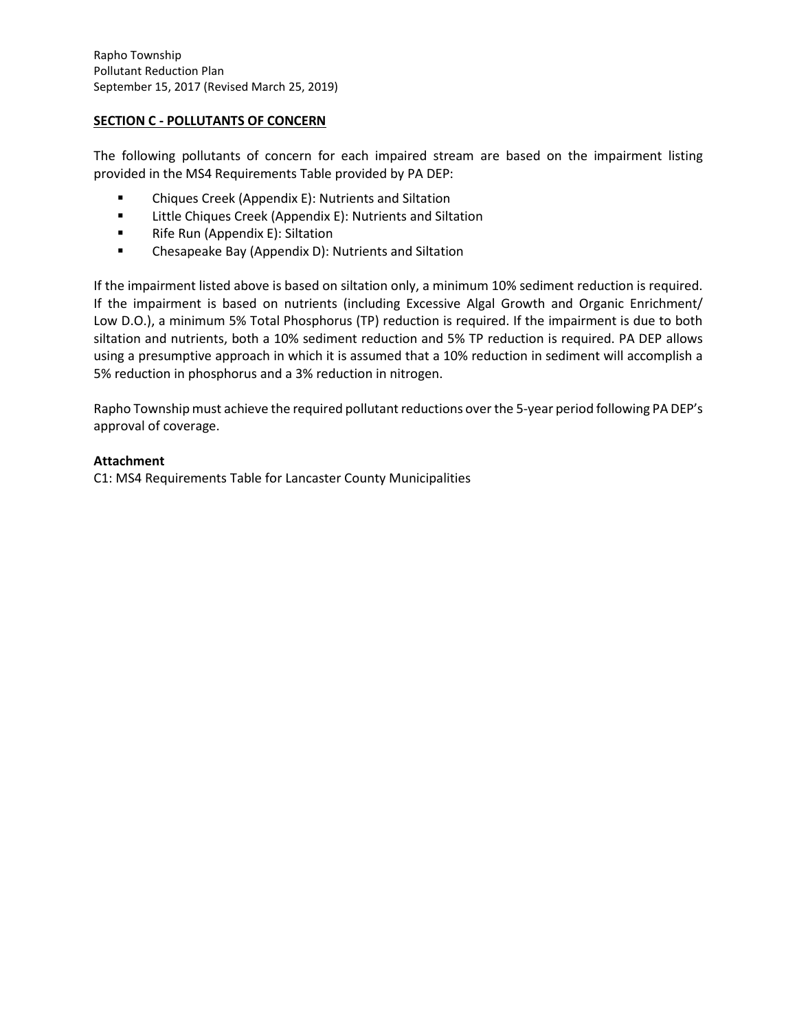## SECTION C - POLLUTANTS OF CONCERN

The following pollutants of concern for each impaired stream are based on the impairment listing provided in the MS4 Requirements Table provided by PA DEP:

- Chiques Creek (Appendix E): Nutrients and Siltation
- Little Chiques Creek (Appendix E): Nutrients and Siltation
- Rife Run (Appendix E): Siltation
- Chesapeake Bay (Appendix D): Nutrients and Siltation

If the impairment listed above is based on siltation only, a minimum 10% sediment reduction is required. If the impairment is based on nutrients (including Excessive Algal Growth and Organic Enrichment/ Low D.O.), a minimum 5% Total Phosphorus (TP) reduction is required. If the impairment is due to both siltation and nutrients, both a 10% sediment reduction and 5% TP reduction is required. PA DEP allows using a presumptive approach in which it is assumed that a 10% reduction in sediment will accomplish a 5% reduction in phosphorus and a 3% reduction in nitrogen.

Rapho Township must achieve the required pollutant reductions over the 5-year period following PA DEP's approval of coverage.

**Attachment**

C1: MS4 Requirements Table for Lancaster County Municipalities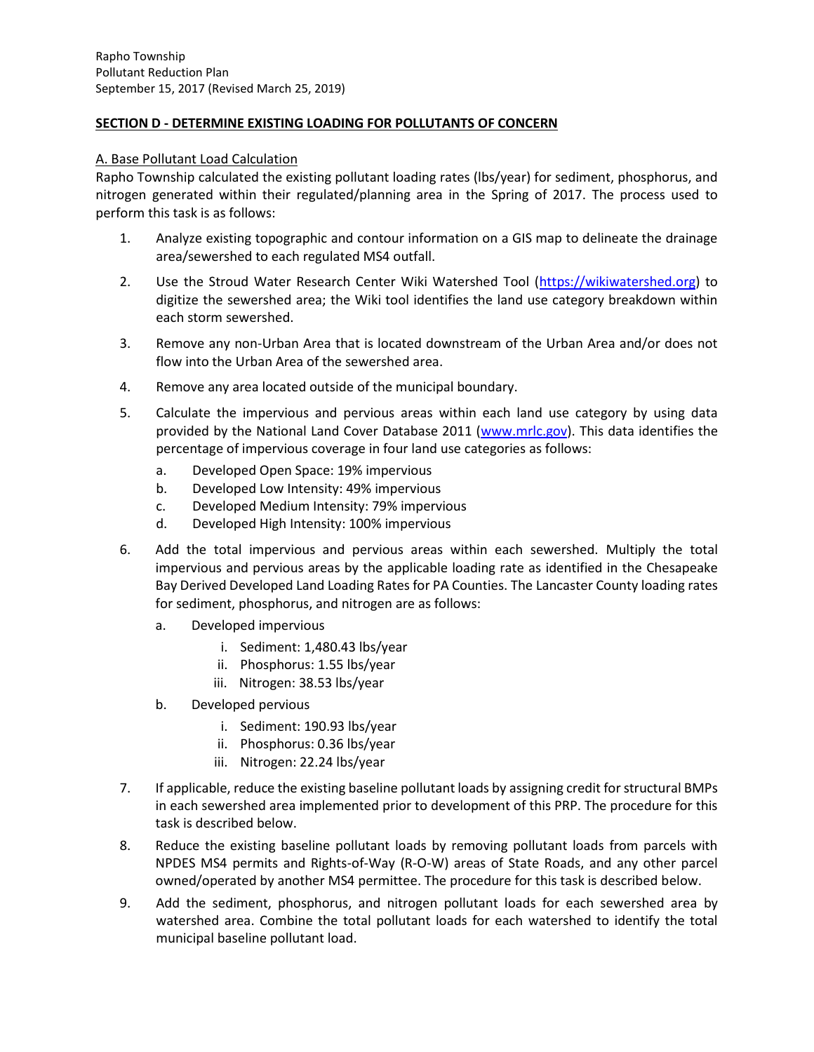## SECTION D - DETERMINE EXISTING LOADING FOR POLLUTANTS OF CONCERN

### A. Base Pollutant Load Calculation

Rapho Township calculated the existing pollutant loading rates (lbs/year) for sediment, phosphorus, and nitrogen generated within their regulated/planning area in the Spring of 2017. The process used to perform this task is as follows:

1. Analyze existing topographic and contour information on a GIS map to delineate the drainage area/sewershed to each regulated MS4 outfall.
2. Use the Stroud Water Research Center Wiki Watershed Tool (https://wikiwatershed.org) to digitize the sewershed area; the Wiki tool identifies the land use category breakdown within each storm sewershed.
3. Remove any non-Urban Area that is located downstream of the Urban Area and/or does not flow into the Urban Area of the sewershed area.
4. Remove any area located outside of the municipal boundary.
5. Calculate the impervious and pervious areas within each land use category by using data provided by the National Land Cover Database 2011 (www.mrlc.gov). This data identifies the percentage of impervious coverage in four land use categories as follows:
   a. Developed Open Space: 19% impervious
   b. Developed Low Intensity: 49% impervious
   c. Developed Medium Intensity: 79% impervious
   d. Developed High Intensity: 100% impervious
6. Add the total impervious and pervious areas within each sewershed. Multiply the total impervious and pervious areas by the applicable loading rate as identified in the Chesapeake Bay Derived Developed Land Loading Rates for PA Counties. The Lancaster County loading rates for sediment, phosphorus, and nitrogen are as follows:
   a. Developed impervious
      i. Sediment: 1,480.43 lbs/year
      ii. Phosphorus: 1.55 lbs/year
      iii. Nitrogen: 38.53 lbs/year
   b. Developed pervious
      i. Sediment: 190.93 lbs/year
      ii. Phosphorus: 0.36 lbs/year
      iii. Nitrogen: 22.24 lbs/year
7. If applicable, reduce the existing baseline pollutant loads by assigning credit for structural BMPs in each sewershed area implemented prior to development of this PRP. The procedure for this task is described below.
8. Reduce the existing baseline pollutant loads by removing pollutant loads from parcels with NPDES MS4 permits and Rights-of-Way (R-O-W) areas of State Roads, and any other parcel owned/operated by another MS4 permittee. The procedure for this task is described below.
9. Add the sediment, phosphorus, and nitrogen pollutant loads for each sewershed area by watershed area. Combine the total pollutant loads for each watershed to identify the total municipal baseline pollutant load.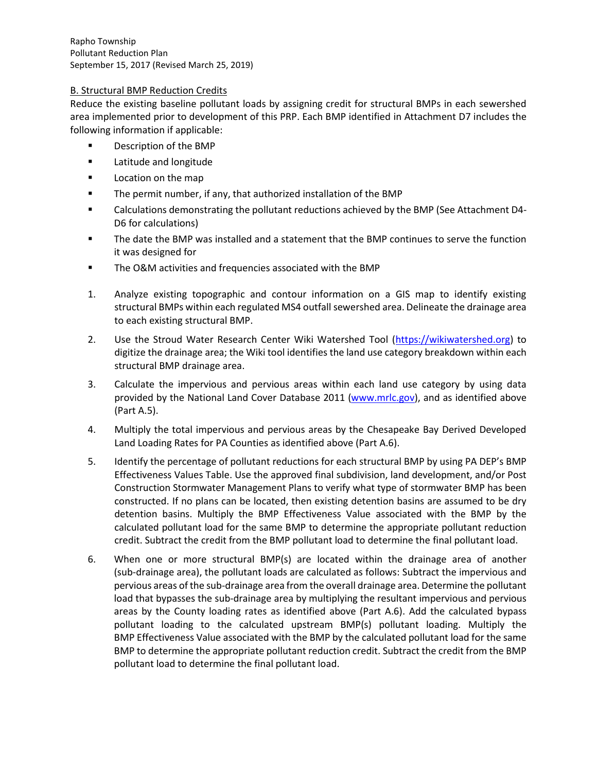B. Structural BMP Reduction Credits

Reduce the existing baseline pollutant loads by assigning credit for structural BMPs in each sewershed area implemented prior to development of this PRP. Each BMP identified in Attachment D7 includes the following information if applicable:

- Description of the BMP
- Latitude and longitude
- Location on the map
- The permit number, if any, that authorized installation of the BMP
- Calculations demonstrating the pollutant reductions achieved by the BMP (See Attachment D4-D6 for calculations)
- The date the BMP was installed and a statement that the BMP continues to serve the function it was designed for
- The O&M activities and frequencies associated with the BMP

1. Analyze existing topographic and contour information on a GIS map to identify existing structural BMPs within each regulated MS4 outfall sewershed area. Delineate the drainage area to each existing structural BMP.
2. Use the Stroud Water Research Center Wiki Watershed Tool (https://wikiwatershed.org) to digitize the drainage area; the Wiki tool identifies the land use category breakdown within each structural BMP drainage area.
3. Calculate the impervious and pervious areas within each land use category by using data provided by the National Land Cover Database 2011 (www.mrlc.gov), and as identified above (Part A.5).
4. Multiply the total impervious and pervious areas by the Chesapeake Bay Derived Developed Land Loading Rates for PA Counties as identified above (Part A.6).
5. Identify the percentage of pollutant reductions for each structural BMP by using PA DEP's BMP Effectiveness Values Table. Use the approved final subdivision, land development, and/or Post Construction Stormwater Management Plans to verify what type of stormwater BMP has been constructed. If no plans can be located, then existing detention basins are assumed to be dry detention basins. Multiply the BMP Effectiveness Value associated with the BMP by the calculated pollutant load for the same BMP to determine the appropriate pollutant reduction credit. Subtract the credit from the BMP pollutant load to determine the final pollutant load.
6. When one or more structural BMP(s) are located within the drainage area of another (sub-drainage area), the pollutant loads are calculated as follows: Subtract the impervious and pervious areas of the sub-drainage area from the overall drainage area. Determine the pollutant load that bypasses the sub-drainage area by multiplying the resultant impervious and pervious areas by the County loading rates as identified above (Part A.6). Add the calculated bypass pollutant loading to the calculated upstream BMP(s) pollutant loading. Multiply the BMP Effectiveness Value associated with the BMP by the calculated pollutant load for the same BMP to determine the appropriate pollutant reduction credit. Subtract the credit from the BMP pollutant load to determine the final pollutant load.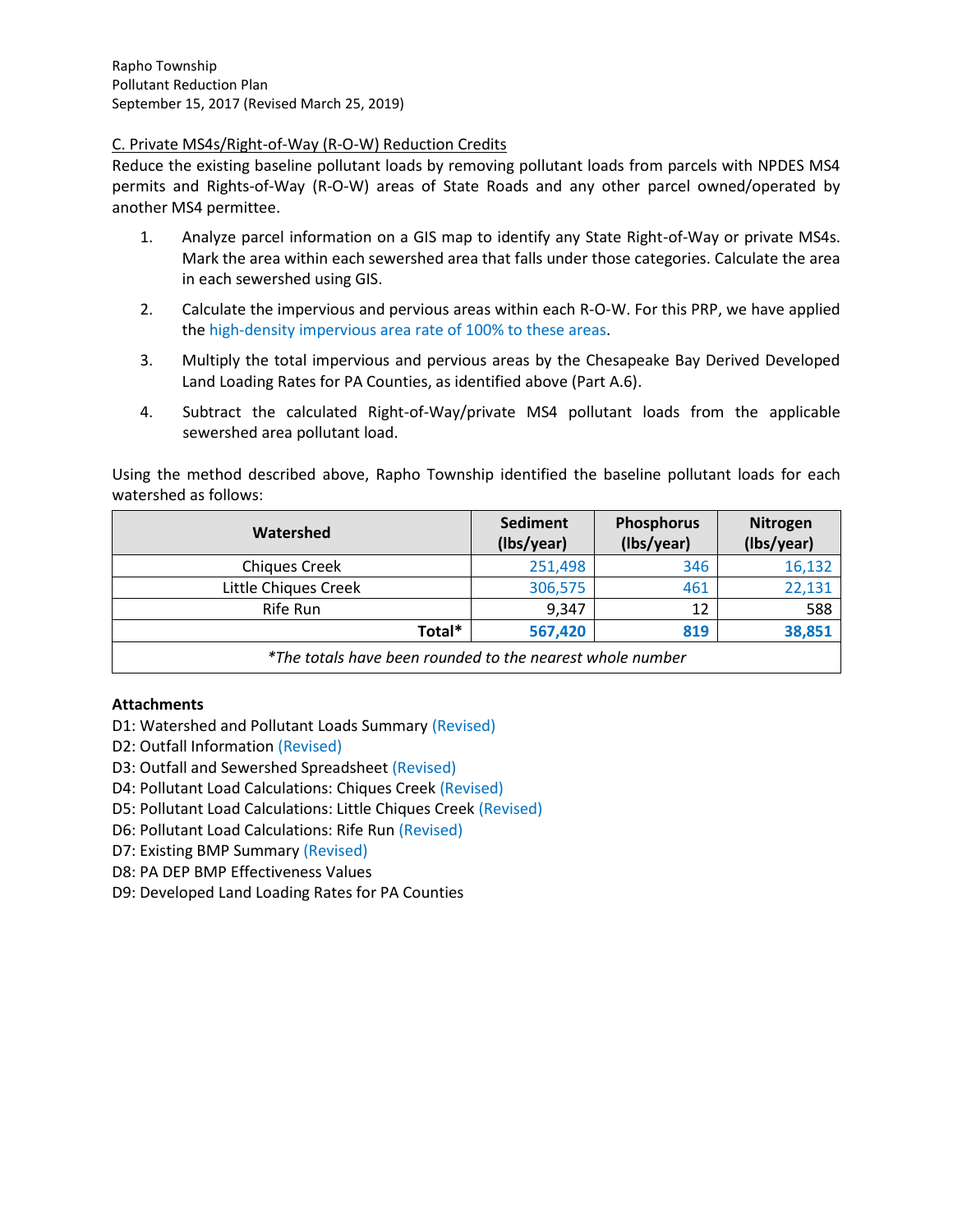C. Private MS4s/Right-of-Way (R-O-W) Reduction Credits

Reduce the existing baseline pollutant loads by removing pollutant loads from parcels with NPDES MS4 permits and Rights-of-Way (R-O-W) areas of State Roads and any other parcel owned/operated by another MS4 permittee.

1. Analyze parcel information on a GIS map to identify any State Right-of-Way or private MS4s. Mark the area within each sewershed area that falls under those categories. Calculate the area in each sewershed using GIS.
2. Calculate the impervious and pervious areas within each R-O-W. For this PRP, we have applied the high-density impervious area rate of 100% to these areas.
3. Multiply the total impervious and pervious areas by the Chesapeake Bay Derived Developed Land Loading Rates for PA Counties, as identified above (Part A.6).
4. Subtract the calculated Right-of-Way/private MS4 pollutant loads from the applicable sewershed area pollutant load.

Using the method described above, Rapho Township identified the baseline pollutant loads for each watershed as follows:

| Watershed | Sediment (lbs/year) | Phosphorus (lbs/year) | Nitrogen (lbs/year) |
|---|---|---|---|
| Chiques Creek | 251,498 | 346 | 16,132 |
| Little Chiques Creek | 306,575 | 461 | 22,131 |
| Rife Run | 9,347 | 12 | 588 |
| **Total*** | **567,420** | **819** | **38,851** |
| *\*The totals have been rounded to the nearest whole number* | | | |

**Attachments**

D1: Watershed and Pollutant Loads Summary (Revised)
D2: Outfall Information (Revised)
D3: Outfall and Sewershed Spreadsheet (Revised)
D4: Pollutant Load Calculations: Chiques Creek (Revised)
D5: Pollutant Load Calculations: Little Chiques Creek (Revised)
D6: Pollutant Load Calculations: Rife Run (Revised)
D7: Existing BMP Summary (Revised)
D8: PA DEP BMP Effectiveness Values
D9: Developed Land Loading Rates for PA Counties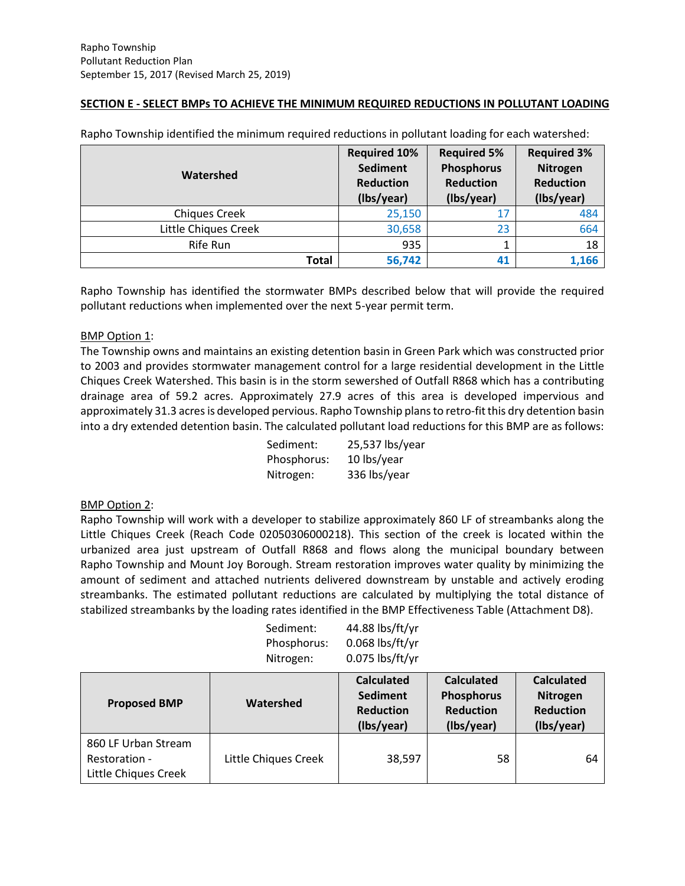## SECTION E - SELECT BMPs TO ACHIEVE THE MINIMUM REQUIRED REDUCTIONS IN POLLUTANT LOADING

Rapho Township identified the minimum required reductions in pollutant loading for each watershed:

| Watershed | Required 10% Sediment Reduction (lbs/year) | Required 5% Phosphorus Reduction (lbs/year) | Required 3% Nitrogen Reduction (lbs/year) |
|---|---|---|---|
| Chiques Creek | 25,150 | 17 | 484 |
| Little Chiques Creek | 30,658 | 23 | 664 |
| Rife Run | 935 | 1 | 18 |
| **Total** | **56,742** | **41** | **1,166** |

Rapho Township has identified the stormwater BMPs described below that will provide the required pollutant reductions when implemented over the next 5-year permit term.

BMP Option 1:

The Township owns and maintains an existing detention basin in Green Park which was constructed prior to 2003 and provides stormwater management control for a large residential development in the Little Chiques Creek Watershed. This basin is in the storm sewershed of Outfall R868 which has a contributing drainage area of 59.2 acres. Approximately 27.9 acres of this area is developed impervious and approximately 31.3 acres is developed pervious. Rapho Township plans to retro-fit this dry detention basin into a dry extended detention basin. The calculated pollutant load reductions for this BMP are as follows:

Sediment: 25,537 lbs/year
Phosphorus: 10 lbs/year
Nitrogen: 336 lbs/year

BMP Option 2:

Rapho Township will work with a developer to stabilize approximately 860 LF of streambanks along the Little Chiques Creek (Reach Code 02050306000218). This section of the creek is located within the urbanized area just upstream of Outfall R868 and flows along the municipal boundary between Rapho Township and Mount Joy Borough. Stream restoration improves water quality by minimizing the amount of sediment and attached nutrients delivered downstream by unstable and actively eroding streambanks. The estimated pollutant reductions are calculated by multiplying the total distance of stabilized streambanks by the loading rates identified in the BMP Effectiveness Table (Attachment D8).

Sediment: 44.88 lbs/ft/yr
Phosphorus: 0.068 lbs/ft/yr
Nitrogen: 0.075 lbs/ft/yr

| Proposed BMP | Watershed | Calculated Sediment Reduction (lbs/year) | Calculated Phosphorus Reduction (lbs/year) | Calculated Nitrogen Reduction (lbs/year) |
|---|---|---|---|---|
| 860 LF Urban Stream Restoration - Little Chiques Creek | Little Chiques Creek | 38,597 | 58 | 64 |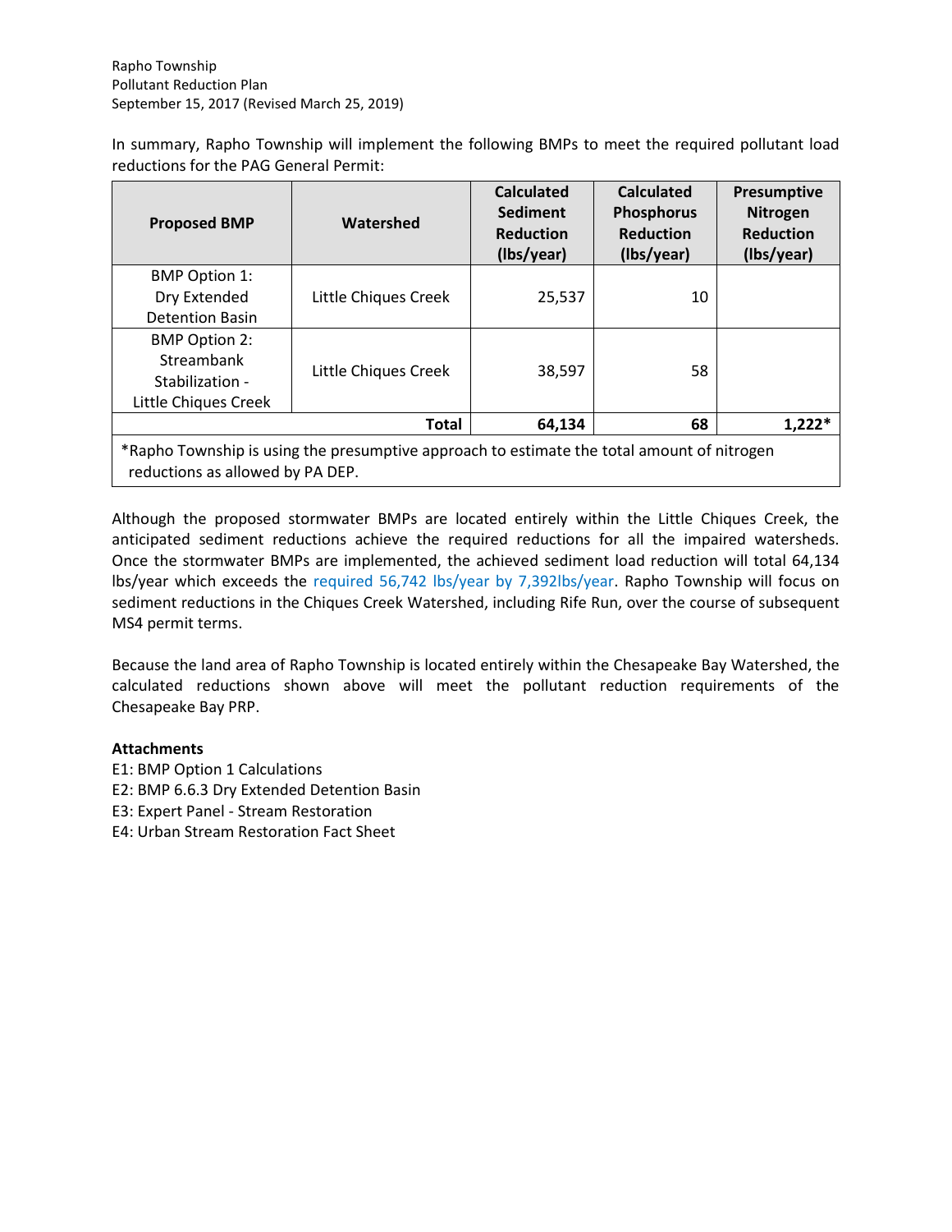In summary, Rapho Township will implement the following BMPs to meet the required pollutant load reductions for the PAG General Permit:

| Proposed BMP | Watershed | Calculated Sediment Reduction (lbs/year) | Calculated Phosphorus Reduction (lbs/year) | Presumptive Nitrogen Reduction (lbs/year) |
|---|---|---|---|---|
| BMP Option 1: Dry Extended Detention Basin | Little Chiques Creek | 25,537 | 10 | |
| BMP Option 2: Streambank Stabilization - Little Chiques Creek | Little Chiques Creek | 38,597 | 58 | |
| | **Total** | **64,134** | **68** | **1,222*** |

*Rapho Township is using the presumptive approach to estimate the total amount of nitrogen reductions as allowed by PA DEP.

Although the proposed stormwater BMPs are located entirely within the Little Chiques Creek, the anticipated sediment reductions achieve the required reductions for all the impaired watersheds. Once the stormwater BMPs are implemented, the achieved sediment load reduction will total 64,134 lbs/year which exceeds the required 56,742 lbs/year by 7,392lbs/year. Rapho Township will focus on sediment reductions in the Chiques Creek Watershed, including Rife Run, over the course of subsequent MS4 permit terms.

Because the land area of Rapho Township is located entirely within the Chesapeake Bay Watershed, the calculated reductions shown above will meet the pollutant reduction requirements of the Chesapeake Bay PRP.

**Attachments**

E1: BMP Option 1 Calculations
E2: BMP 6.6.3 Dry Extended Detention Basin
E3: Expert Panel - Stream Restoration
E4: Urban Stream Restoration Fact Sheet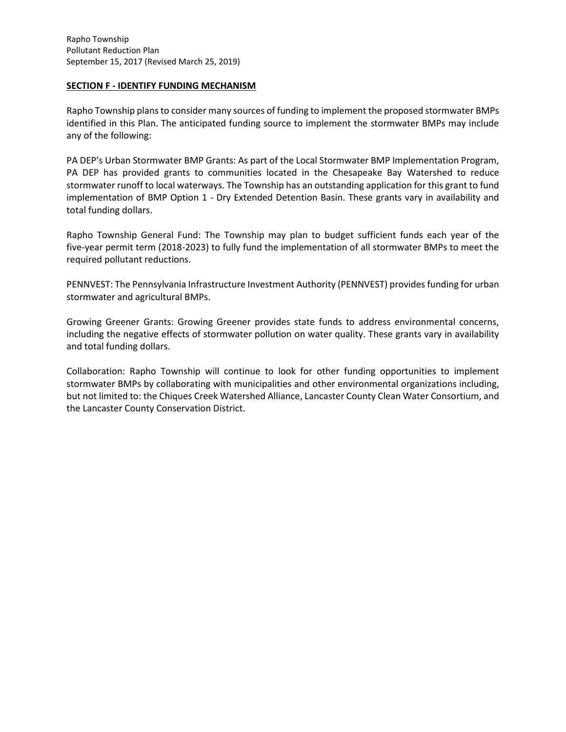## SECTION F - IDENTIFY FUNDING MECHANISM

Rapho Township plans to consider many sources of funding to implement the proposed stormwater BMPs identified in this Plan. The anticipated funding source to implement the stormwater BMPs may include any of the following:

PA DEP's Urban Stormwater BMP Grants: As part of the Local Stormwater BMP Implementation Program, PA DEP has provided grants to communities located in the Chesapeake Bay Watershed to reduce stormwater runoff to local waterways. The Township has an outstanding application for this grant to fund implementation of BMP Option 1 - Dry Extended Detention Basin. These grants vary in availability and total funding dollars.

Rapho Township General Fund: The Township may plan to budget sufficient funds each year of the five-year permit term (2018-2023) to fully fund the implementation of all stormwater BMPs to meet the required pollutant reductions.

PENNVEST: The Pennsylvania Infrastructure Investment Authority (PENNVEST) provides funding for urban stormwater and agricultural BMPs.

Growing Greener Grants: Growing Greener provides state funds to address environmental concerns, including the negative effects of stormwater pollution on water quality. These grants vary in availability and total funding dollars.

Collaboration: Rapho Township will continue to look for other funding opportunities to implement stormwater BMPs by collaborating with municipalities and other environmental organizations including, but not limited to: the Chiques Creek Watershed Alliance, Lancaster County Clean Water Consortium, and the Lancaster County Conservation District.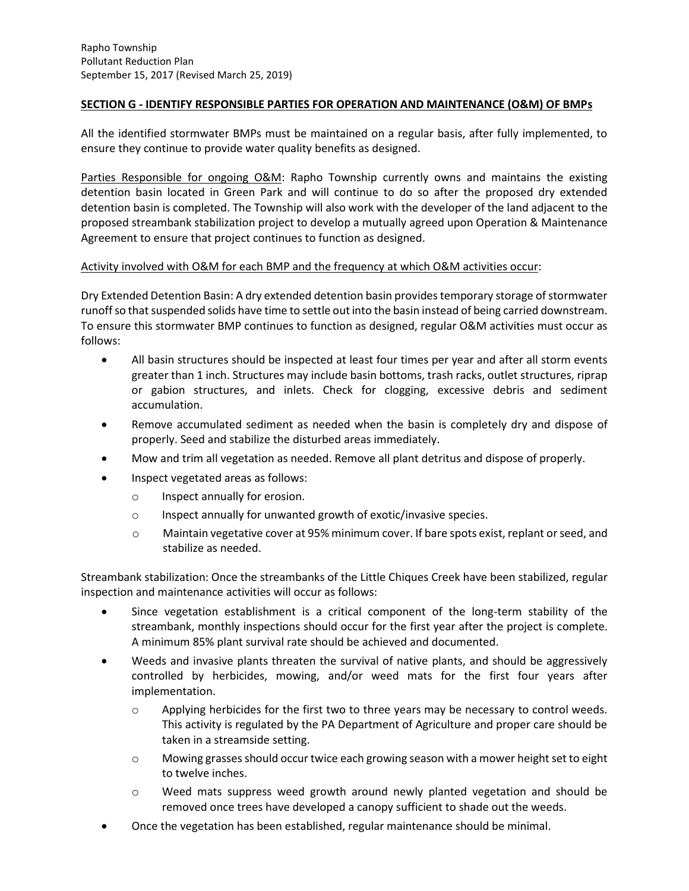## SECTION G - IDENTIFY RESPONSIBLE PARTIES FOR OPERATION AND MAINTENANCE (O&M) OF BMPs

All the identified stormwater BMPs must be maintained on a regular basis, after fully implemented, to ensure they continue to provide water quality benefits as designed.

Parties Responsible for ongoing O&M: Rapho Township currently owns and maintains the existing detention basin located in Green Park and will continue to do so after the proposed dry extended detention basin is completed. The Township will also work with the developer of the land adjacent to the proposed streambank stabilization project to develop a mutually agreed upon Operation & Maintenance Agreement to ensure that project continues to function as designed.

Activity involved with O&M for each BMP and the frequency at which O&M activities occur:

Dry Extended Detention Basin: A dry extended detention basin provides temporary storage of stormwater runoff so that suspended solids have time to settle out into the basin instead of being carried downstream. To ensure this stormwater BMP continues to function as designed, regular O&M activities must occur as follows:

- All basin structures should be inspected at least four times per year and after all storm events greater than 1 inch. Structures may include basin bottoms, trash racks, outlet structures, riprap or gabion structures, and inlets. Check for clogging, excessive debris and sediment accumulation.
- Remove accumulated sediment as needed when the basin is completely dry and dispose of properly. Seed and stabilize the disturbed areas immediately.
- Mow and trim all vegetation as needed. Remove all plant detritus and dispose of properly.
- Inspect vegetated areas as follows:
  - Inspect annually for erosion.
  - Inspect annually for unwanted growth of exotic/invasive species.
  - Maintain vegetative cover at 95% minimum cover. If bare spots exist, replant or seed, and stabilize as needed.

Streambank stabilization: Once the streambanks of the Little Chiques Creek have been stabilized, regular inspection and maintenance activities will occur as follows:

- Since vegetation establishment is a critical component of the long-term stability of the streambank, monthly inspections should occur for the first year after the project is complete. A minimum 85% plant survival rate should be achieved and documented.
- Weeds and invasive plants threaten the survival of native plants, and should be aggressively controlled by herbicides, mowing, and/or weed mats for the first four years after implementation.
  - Applying herbicides for the first two to three years may be necessary to control weeds. This activity is regulated by the PA Department of Agriculture and proper care should be taken in a streamside setting.
  - Mowing grasses should occur twice each growing season with a mower height set to eight to twelve inches.
  - Weed mats suppress weed growth around newly planted vegetation and should be removed once trees have developed a canopy sufficient to shade out the weeds.
- Once the vegetation has been established, regular maintenance should be minimal.